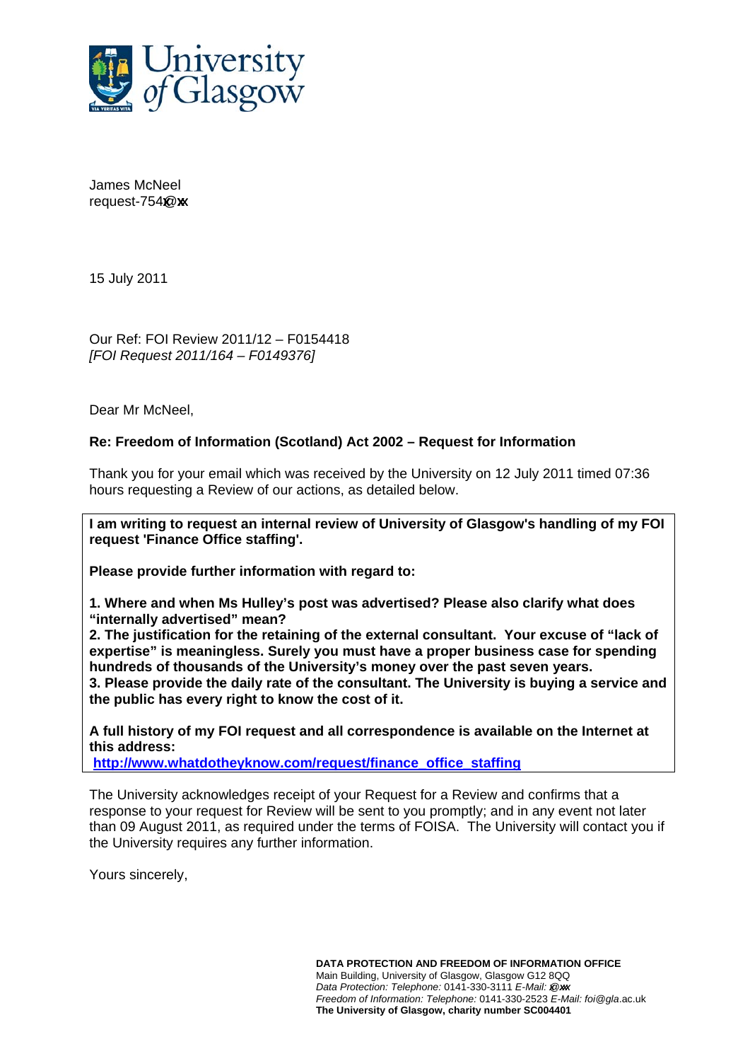James McNeel
request-754x@xx

15 July 2011

Our Ref: FOI Review 2011/12 – F0154418
*[FOI Request 2011/164 – F0149376]*

Dear Mr McNeel,

**Re: Freedom of Information (Scotland) Act 2002 – Request for Information**

Thank you for your email which was received by the University on 12 July 2011 timed 07:36 hours requesting a Review of our actions, as detailed below.

> **I am writing to request an internal review of University of Glasgow's handling of my FOI request 'Finance Office staffing'.**
>
> **Please provide further information with regard to:**
>
> **1. Where and when Ms Hulley's post was advertised? Please also clarify what does "internally advertised" mean?**
> **2. The justification for the retaining of the external consultant. Your excuse of "lack of expertise" is meaningless. Surely you must have a proper business case for spending hundreds of thousands of the University's money over the past seven years.**
> **3. Please provide the daily rate of the consultant. The University is buying a service and the public has every right to know the cost of it.**
>
> **A full history of my FOI request and all correspondence is available on the Internet at this address:**
> **http://www.whatdotheyknow.com/request/finance_office_staffing**

The University acknowledges receipt of your Request for a Review and confirms that a response to your request for Review will be sent to you promptly; and in any event not later than 09 August 2011, as required under the terms of FOISA. The University will contact you if the University requires any further information.

Yours sincerely,

**DATA PROTECTION AND FREEDOM OF INFORMATION OFFICE**
Main Building, University of Glasgow, Glasgow G12 8QQ
*Data Protection: Telephone:* 0141-330-3111 *E-Mail:* x@xx
*Freedom of Information: Telephone:* 0141-330-2523 *E-Mail:* foi@gla.ac.uk
**The University of Glasgow, charity number SC004401**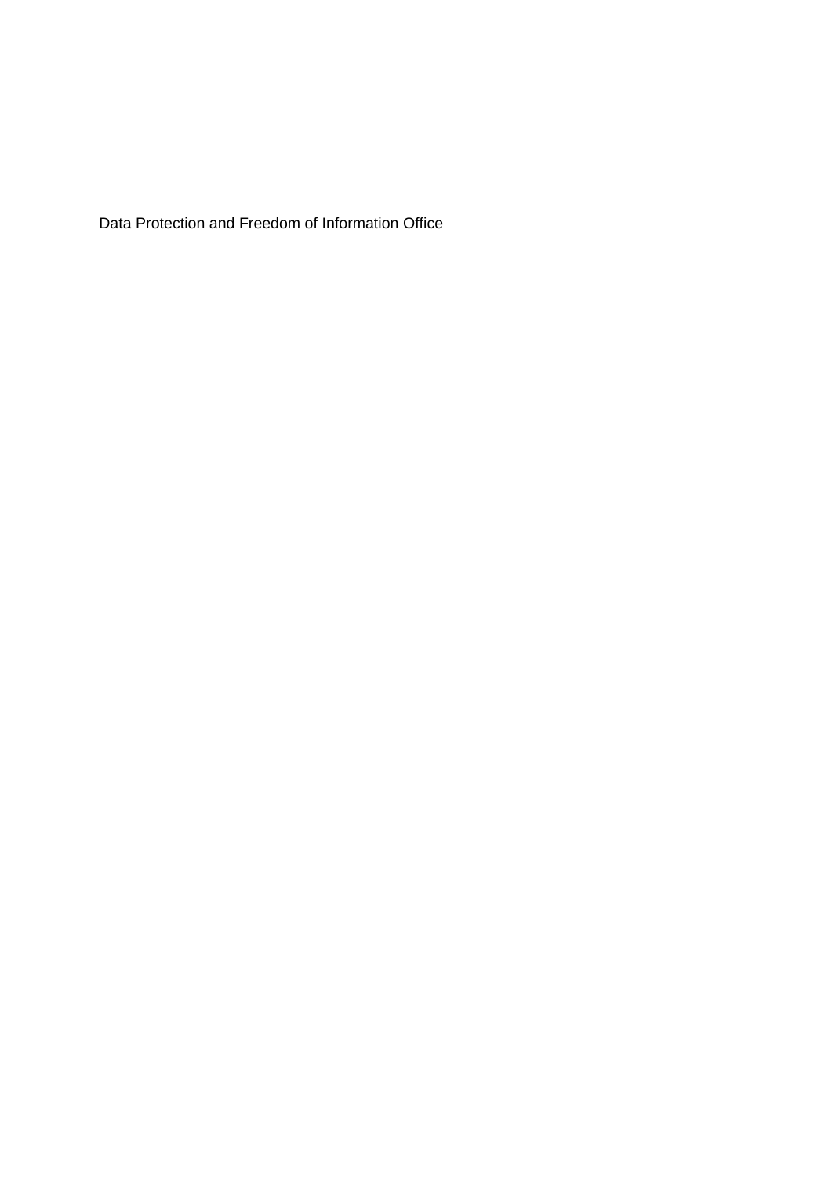Data Protection and Freedom of Information Office